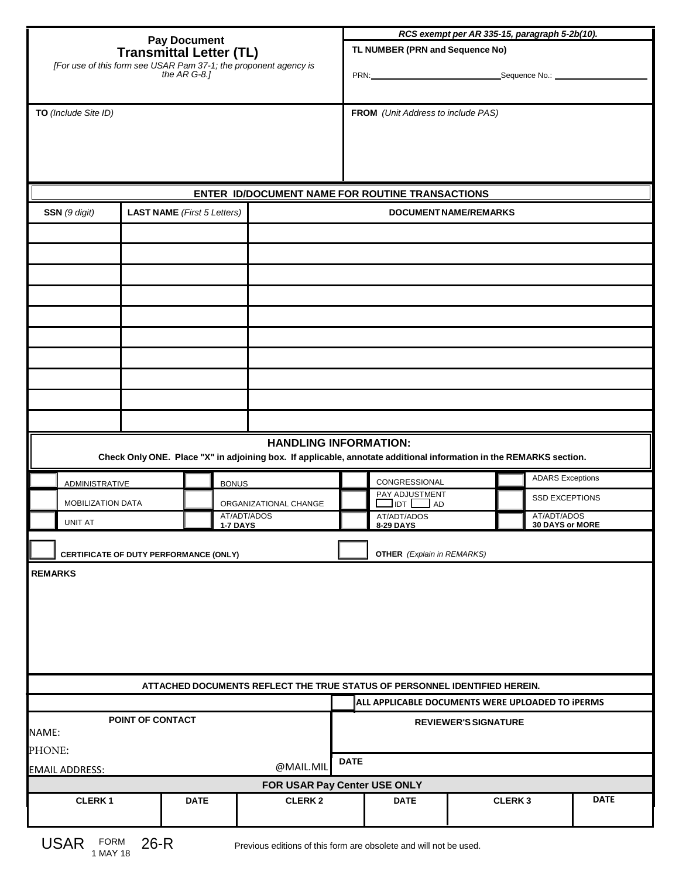*RCS exempt per AR 335-15, paragraph 5-2b(10).*

## Pay Document
# Transmittal Letter (TL)

*[For use of this form see USAR Pam 37-1; the proponent agency is the AR G-8.]*

**TL NUMBER (PRN and Sequence No)**

PRN: ____________________ Sequence No.: ____________________

**TO** *(Include Site ID)*

**FROM** *(Unit Address to include PAS)*

**ENTER ID/DOCUMENT NAME FOR ROUTINE TRANSACTIONS**

| SSN *(9 digit)* | LAST NAME *(First 5 Letters)* | DOCUMENT NAME/REMARKS |
|---|---|---|
| | | |
| | | |
| | | |
| | | |
| | | |
| | | |
| | | |
| | | |
| | | |
| | | |

**HANDLING INFORMATION:**

**Check Only ONE. Place "X" in adjoining box. If applicable, annotate additional information in the REMARKS section.**

| | | | | | | | |
|---|---|---|---|---|---|---|---|
| ☐ | ADMINISTRATIVE | ☐ | BONUS | ☐ | CONGRESSIONAL | ☐ | ADARS Exceptions |
| ☐ | MOBILIZATION DATA | ☐ | ORGANIZATIONAL CHANGE | ☐ | PAY ADJUSTMENT ☐ IDT ☐ AD | ☐ | SSD EXCEPTIONS |
| ☐ | UNIT AT | ☐ | AT/ADT/ADOS **1-7 DAYS** | ☐ | AT/ADT/ADOS **8-29 DAYS** | ☐ | AT/ADT/ADOS **30 DAYS or MORE** |

☐ **CERTIFICATE OF DUTY PERFORMANCE (ONLY)**

☐ **OTHER** *(Explain in REMARKS)*

**REMARKS**

**ATTACHED DOCUMENTS REFLECT THE TRUE STATUS OF PERSONNEL IDENTIFIED HEREIN.**

☐ **ALL APPLICABLE DOCUMENTS WERE UPLOADED TO iPERMS**

**POINT OF CONTACT**

NAME:

PHONE:

EMAIL ADDRESS: @MAIL.MIL

**REVIEWER'S SIGNATURE**

**DATE**

**FOR USAR Pay Center USE ONLY**

| CLERK 1 | DATE | CLERK 2 | DATE | CLERK 3 | DATE |
|---|---|---|---|---|---|
| | | | | | |

USAR FORM 26-R, 1 MAY 18

Previous editions of this form are obsolete and will not be used.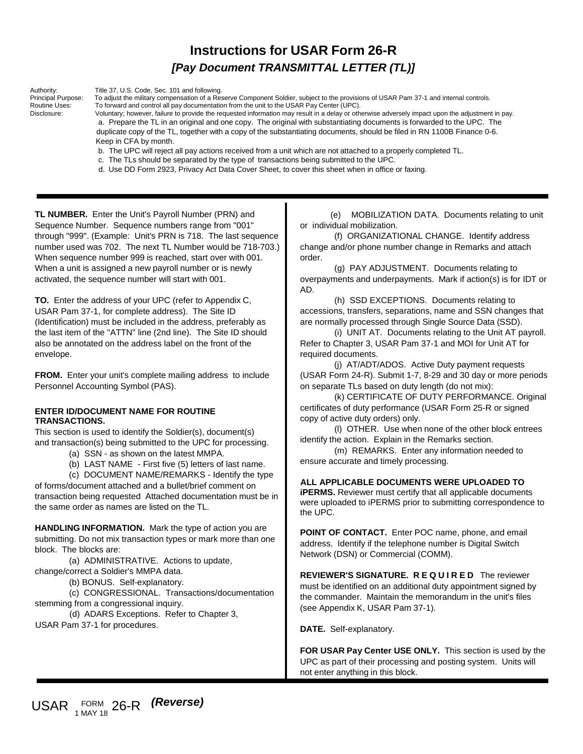# Instructions for USAR Form 26-R

## *[Pay Document TRANSMITTAL LETTER (TL)]*

Authority: Title 37, U.S. Code, Sec. 101 and following.
Principal Purpose: To adjust the military compensation of a Reserve Component Soldier, subject to the provisions of USAR Pam 37-1 and internal controls.
Routine Uses: To forward and control all pay documentation from the unit to the USAR Pay Center (UPC).
Disclosure: Voluntary; however, failure to provide the requested information may result in a delay or otherwise adversely impact upon the adjustment in pay.

a. Prepare the TL in an original and one copy. The original with substantiating documents is forwarded to the UPC. The duplicate copy of the TL, together with a copy of the substantiating documents, should be filed in RN 1100B Finance 0-6. Keep in CFA by month.

b. The UPC will reject all pay actions received from a unit which are not attached to a properly completed TL.

c. The TLs should be separated by the type of transactions being submitted to the UPC.

d. Use DD Form 2923, Privacy Act Data Cover Sheet, to cover this sheet when in office or faxing.

---

**TL NUMBER.** Enter the Unit's Payroll Number (PRN) and Sequence Number. Sequence numbers range from "001" through "999". (Example: Unit's PRN is 718. The last sequence number used was 702. The next TL Number would be 718-703.) When sequence number 999 is reached, start over with 001. When a unit is assigned a new payroll number or is newly activated, the sequence number will start with 001.

**TO.** Enter the address of your UPC (refer to Appendix C, USAR Pam 37-1, for complete address). The Site ID (Identification) must be included in the address, preferably as the last item of the "ATTN" line (2nd line). The Site ID should also be annotated on the address label on the front of the envelope.

**FROM.** Enter your unit's complete mailing address to include Personnel Accounting Symbol (PAS).

**ENTER ID/DOCUMENT NAME FOR ROUTINE TRANSACTIONS.**
This section is used to identify the Soldier(s), document(s) and transaction(s) being submitted to the UPC for processing.

(a) SSN - as shown on the latest MMPA.

(b) LAST NAME - First five (5) letters of last name.

(c) DOCUMENT NAME/REMARKS - Identify the type of forms/document attached and a bullet/brief comment on transaction being requested Attached documentation must be in the same order as names are listed on the TL.

**HANDLING INFORMATION.** Mark the type of action you are submitting. Do not mix transaction types or mark more than one block. The blocks are:

(a) ADMINISTRATIVE. Actions to update, change/correct a Soldier's MMPA data.

(b) BONUS. Self-explanatory.

(c) CONGRESSIONAL. Transactions/documentation stemming from a congressional inquiry.

(d) ADARS Exceptions. Refer to Chapter 3, USAR Pam 37-1 for procedures.

(e) MOBILIZATION DATA. Documents relating to unit or individual mobilization.

(f) ORGANIZATIONAL CHANGE. Identify address change and/or phone number change in Remarks and attach order.

(g) PAY ADJUSTMENT. Documents relating to overpayments and underpayments. Mark if action(s) is for IDT or AD.

(h) SSD EXCEPTIONS. Documents relating to accessions, transfers, separations, name and SSN changes that are normally processed through Single Source Data (SSD).

(i) UNIT AT. Documents relating to the Unit AT payroll. Refer to Chapter 3, USAR Pam 37-1 and MOI for Unit AT for required documents.

(j) AT/ADT/ADOS. Active Duty payment requests (USAR Form 24-R). Submit 1-7, 8-29 and 30 day or more periods on separate TLs based on duty length (do not mix):

(k) CERTIFICATE OF DUTY PERFORMANCE. Original certificates of duty performance (USAR Form 25-R or signed copy of active duty orders) only.

(l) OTHER. Use when none of the other block entrees identify the action. Explain in the Remarks section.

(m) REMARKS. Enter any information needed to ensure accurate and timely processing.

**ALL APPLICABLE DOCUMENTS WERE UPLOADED TO iPERMS.** Reviewer must certify that all applicable documents were uploaded to iPERMS prior to submitting correspondence to the UPC.

**POINT OF CONTACT.** Enter POC name, phone, and email address. Identify if the telephone number is Digital Switch Network (DSN) or Commercial (COMM).

**REVIEWER'S SIGNATURE. R E Q U I R E D** The reviewer must be identified on an additional duty appointment signed by the commander. Maintain the memorandum in the unit's files (see Appendix K, USAR Pam 37-1).

**DATE.** Self-explanatory.

**FOR USAR Pay Center USE ONLY.** This section is used by the UPC as part of their processing and posting system. Units will not enter anything in this block.

USAR FORM 26-R, 1 MAY 18 ***(Reverse)***